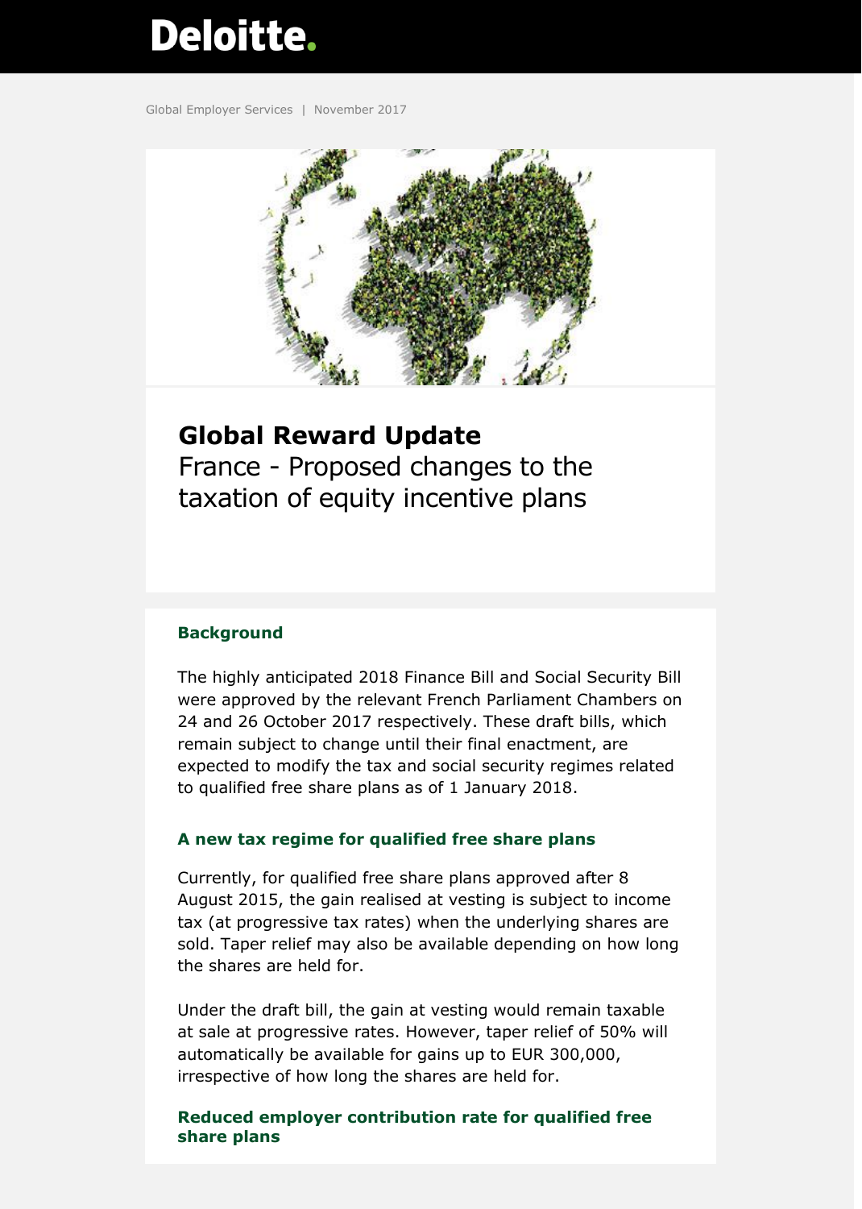Deloitte.

Global Employer Services | November 2017

# Global Reward Update

France - Proposed changes to the taxation of equity incentive plans

## Background

The highly anticipated 2018 Finance Bill and Social Security Bill were approved by the relevant French Parliament Chambers on 24 and 26 October 2017 respectively. These draft bills, which remain subject to change until their final enactment, are expected to modify the tax and social security regimes related to qualified free share plans as of 1 January 2018.

## A new tax regime for qualified free share plans

Currently, for qualified free share plans approved after 8 August 2015, the gain realised at vesting is subject to income tax (at progressive tax rates) when the underlying shares are sold. Taper relief may also be available depending on how long the shares are held for.

Under the draft bill, the gain at vesting would remain taxable at sale at progressive rates. However, taper relief of 50% will automatically be available for gains up to EUR 300,000, irrespective of how long the shares are held for.

## Reduced employer contribution rate for qualified free share plans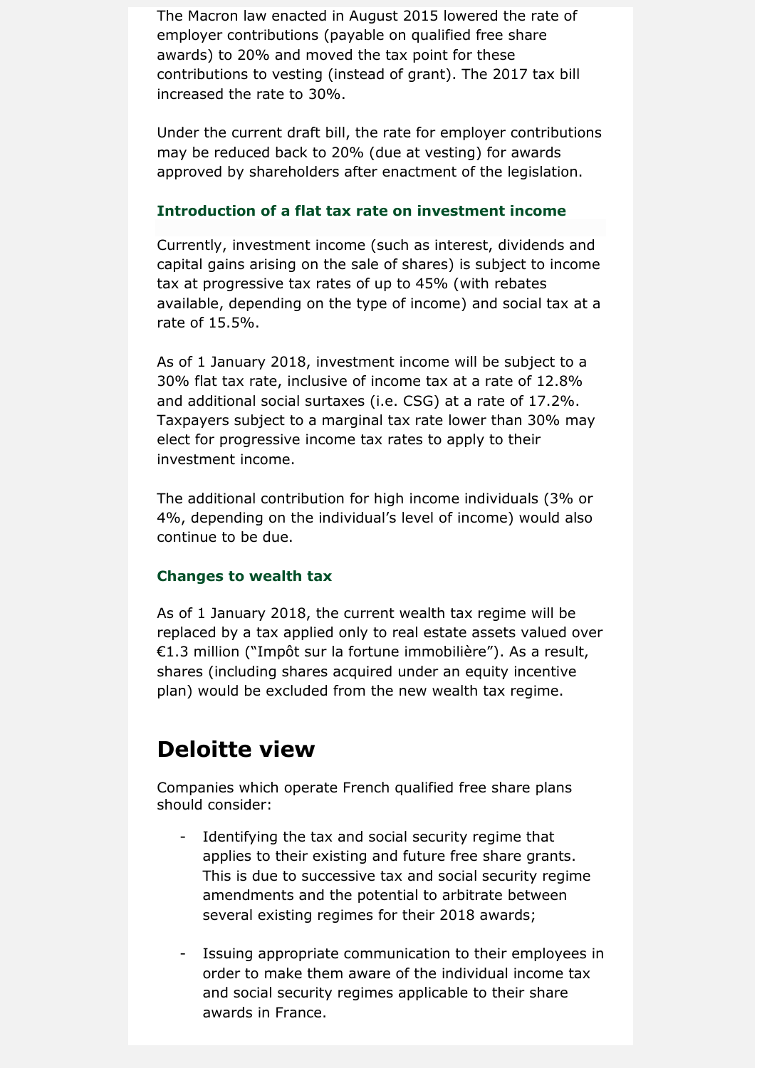The Macron law enacted in August 2015 lowered the rate of employer contributions (payable on qualified free share awards) to 20% and moved the tax point for these contributions to vesting (instead of grant). The 2017 tax bill increased the rate to 30%.

Under the current draft bill, the rate for employer contributions may be reduced back to 20% (due at vesting) for awards approved by shareholders after enactment of the legislation.

### Introduction of a flat tax rate on investment income

Currently, investment income (such as interest, dividends and capital gains arising on the sale of shares) is subject to income tax at progressive tax rates of up to 45% (with rebates available, depending on the type of income) and social tax at a rate of 15.5%.

As of 1 January 2018, investment income will be subject to a 30% flat tax rate, inclusive of income tax at a rate of 12.8% and additional social surtaxes (i.e. CSG) at a rate of 17.2%. Taxpayers subject to a marginal tax rate lower than 30% may elect for progressive income tax rates to apply to their investment income.

The additional contribution for high income individuals (3% or 4%, depending on the individual's level of income) would also continue to be due.

### Changes to wealth tax

As of 1 January 2018, the current wealth tax regime will be replaced by a tax applied only to real estate assets valued over €1.3 million ("Impôt sur la fortune immobilière"). As a result, shares (including shares acquired under an equity incentive plan) would be excluded from the new wealth tax regime.

## Deloitte view

Companies which operate French qualified free share plans should consider:

- Identifying the tax and social security regime that applies to their existing and future free share grants. This is due to successive tax and social security regime amendments and the potential to arbitrate between several existing regimes for their 2018 awards;

- Issuing appropriate communication to their employees in order to make them aware of the individual income tax and social security regimes applicable to their share awards in France.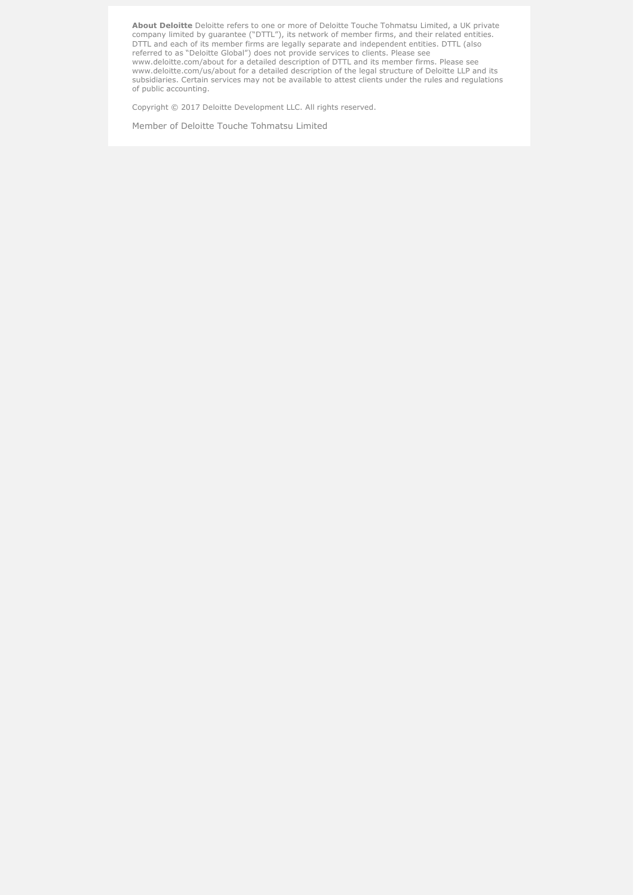**About Deloitte** Deloitte refers to one or more of Deloitte Touche Tohmatsu Limited, a UK private company limited by guarantee ("DTTL"), its network of member firms, and their related entities. DTTL and each of its member firms are legally separate and independent entities. DTTL (also referred to as "Deloitte Global") does not provide services to clients. Please see www.deloitte.com/about for a detailed description of DTTL and its member firms. Please see www.deloitte.com/us/about for a detailed description of the legal structure of Deloitte LLP and its subsidiaries. Certain services may not be available to attest clients under the rules and regulations of public accounting.

Copyright © 2017 Deloitte Development LLC. All rights reserved.

Member of Deloitte Touche Tohmatsu Limited